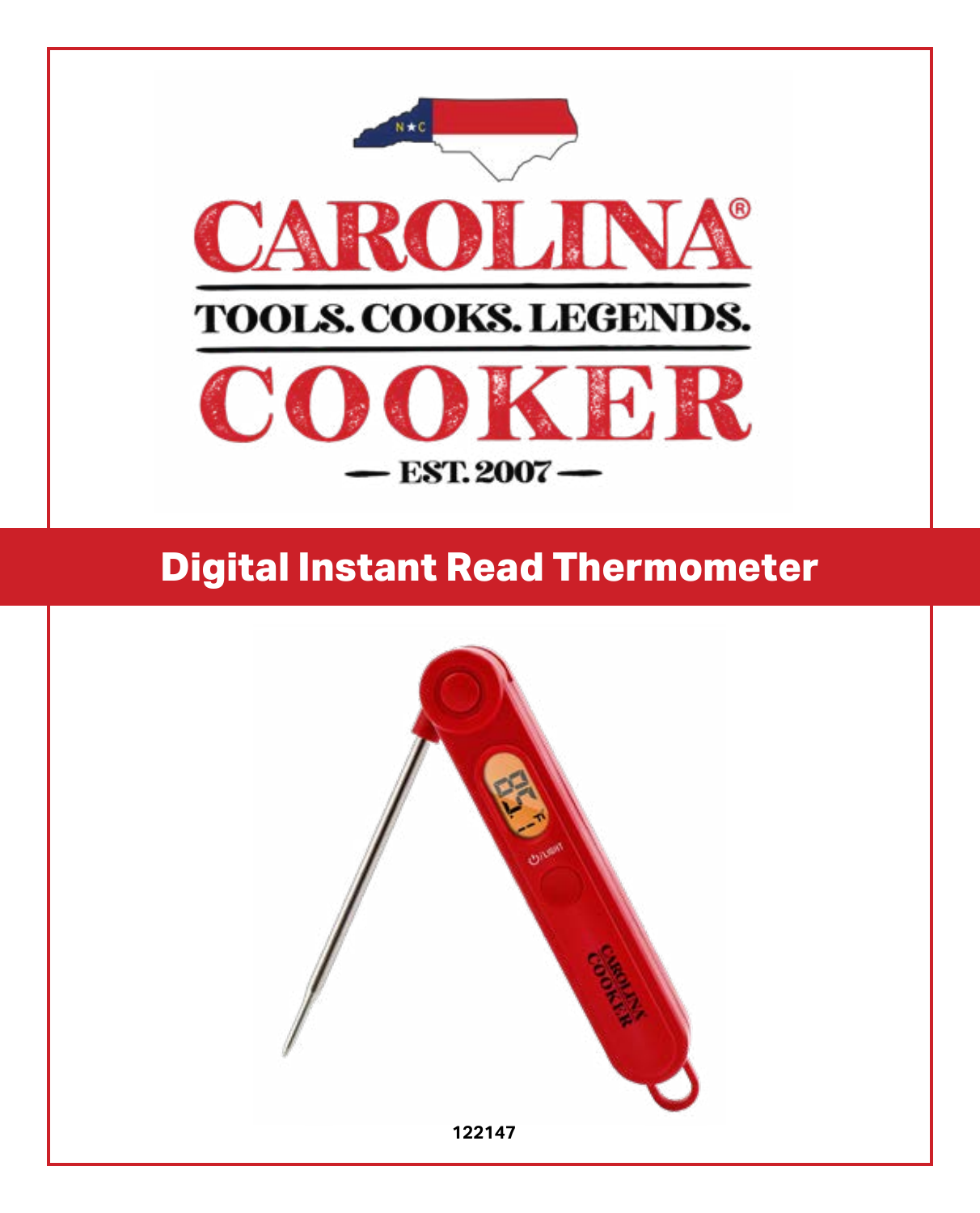CAROLINA®

TOOLS. COOKS. LEGENDS.

COOKER

— EST. 2007 —

# Digital Instant Read Thermometer

122147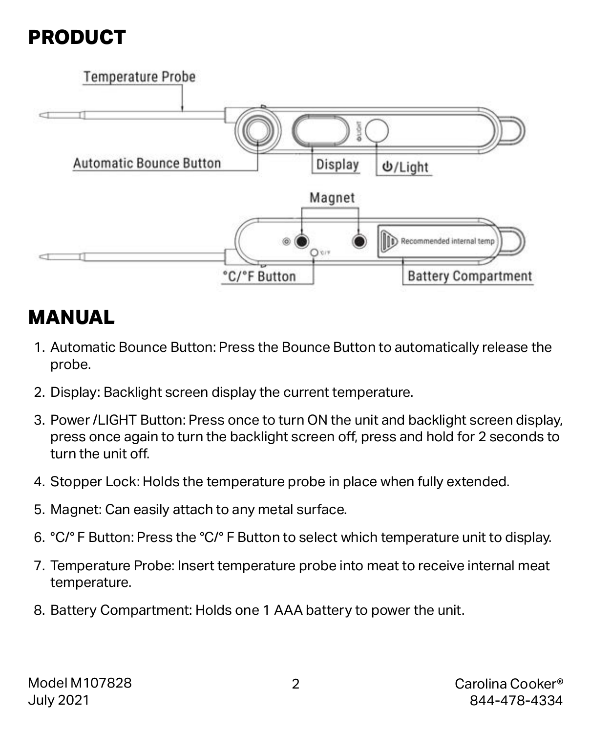# PRODUCT

Temperature Probe

Automatic Bounce Button

Display

⏻/Light

Magnet

°C/°F Button

Battery Compartment

# MANUAL

1. Automatic Bounce Button: Press the Bounce Button to automatically release the probe.
2. Display: Backlight screen display the current temperature.
3. Power /LIGHT Button: Press once to turn ON the unit and backlight screen display, press once again to turn the backlight screen off, press and hold for 2 seconds to turn the unit off.
4. Stopper Lock: Holds the temperature probe in place when fully extended.
5. Magnet: Can easily attach to any metal surface.
6. °C/° F Button: Press the °C/° F Button to select which temperature unit to display.
7. Temperature Probe: Insert temperature probe into meat to receive internal meat temperature.
8. Battery Compartment: Holds one 1 AAA battery to power the unit.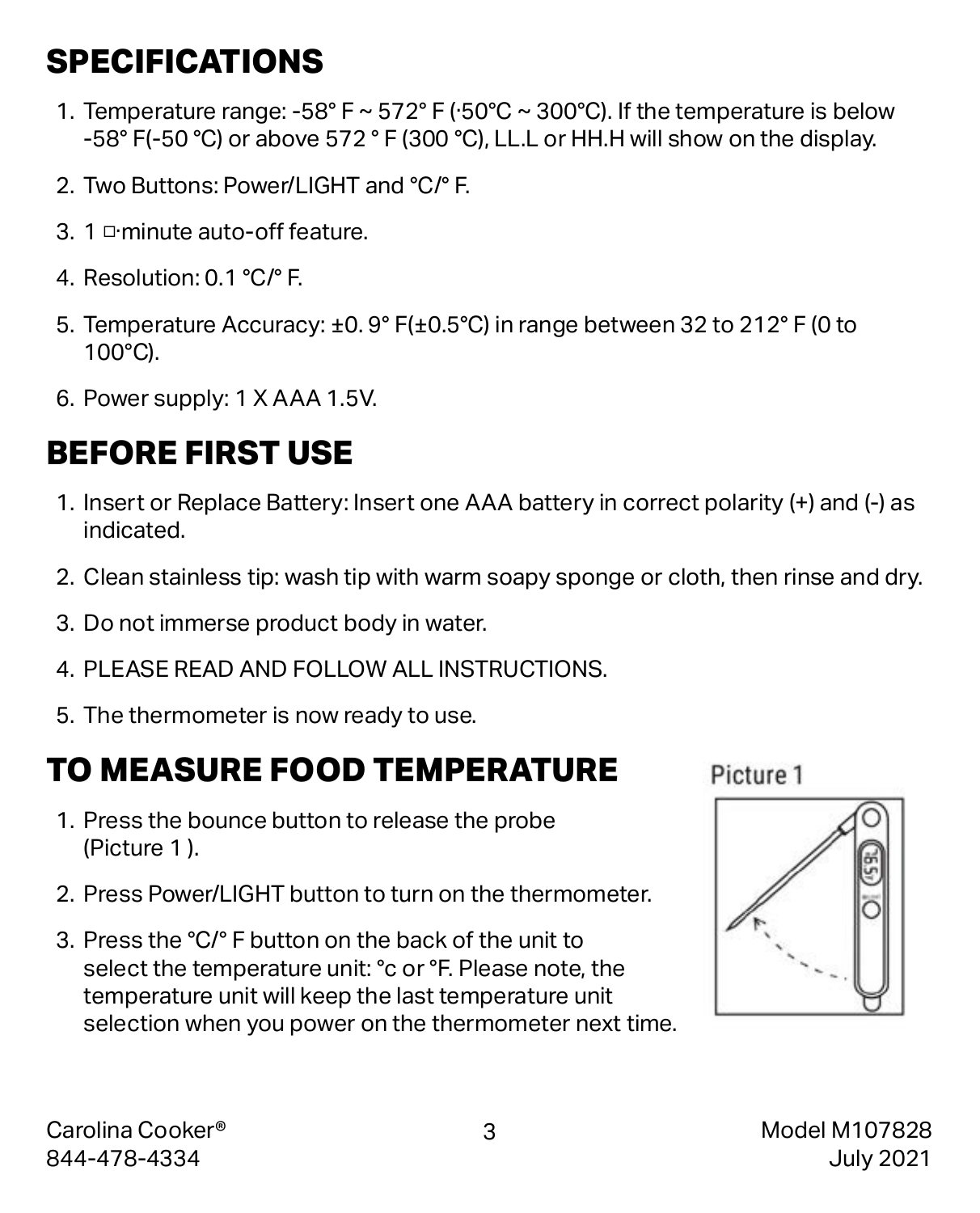## SPECIFICATIONS

1. Temperature range: -58° F ~ 572° F (·50°C ~ 300°C). If the temperature is below -58° F(-50 °C) or above 572 ° F (300 °C), LL.L or HH.H will show on the display.
2. Two Buttons: Power/LIGHT and °C/° F.
3. 1 ▫·minute auto-off feature.
4. Resolution: 0.1 °C/° F.
5. Temperature Accuracy: ±0. 9° F(±0.5°C) in range between 32 to 212° F (0 to 100°C).
6. Power supply: 1 X AAA 1.5V.

## BEFORE FIRST USE

1. Insert or Replace Battery: Insert one AAA battery in correct polarity (+) and (-) as indicated.
2. Clean stainless tip: wash tip with warm soapy sponge or cloth, then rinse and dry.
3. Do not immerse product body in water.
4. PLEASE READ AND FOLLOW ALL INSTRUCTIONS.
5. The thermometer is now ready to use.

## TO MEASURE FOOD TEMPERATURE

1. Press the bounce button to release the probe (Picture 1 ).
2. Press Power/LIGHT button to turn on the thermometer.
3. Press the °C/° F button on the back of the unit to select the temperature unit: °c or °F. Please note, the temperature unit will keep the last temperature unit selection when you power on the thermometer next time.

Picture 1

Carolina Cooker®
844-478-4334

Model M107828
July 2021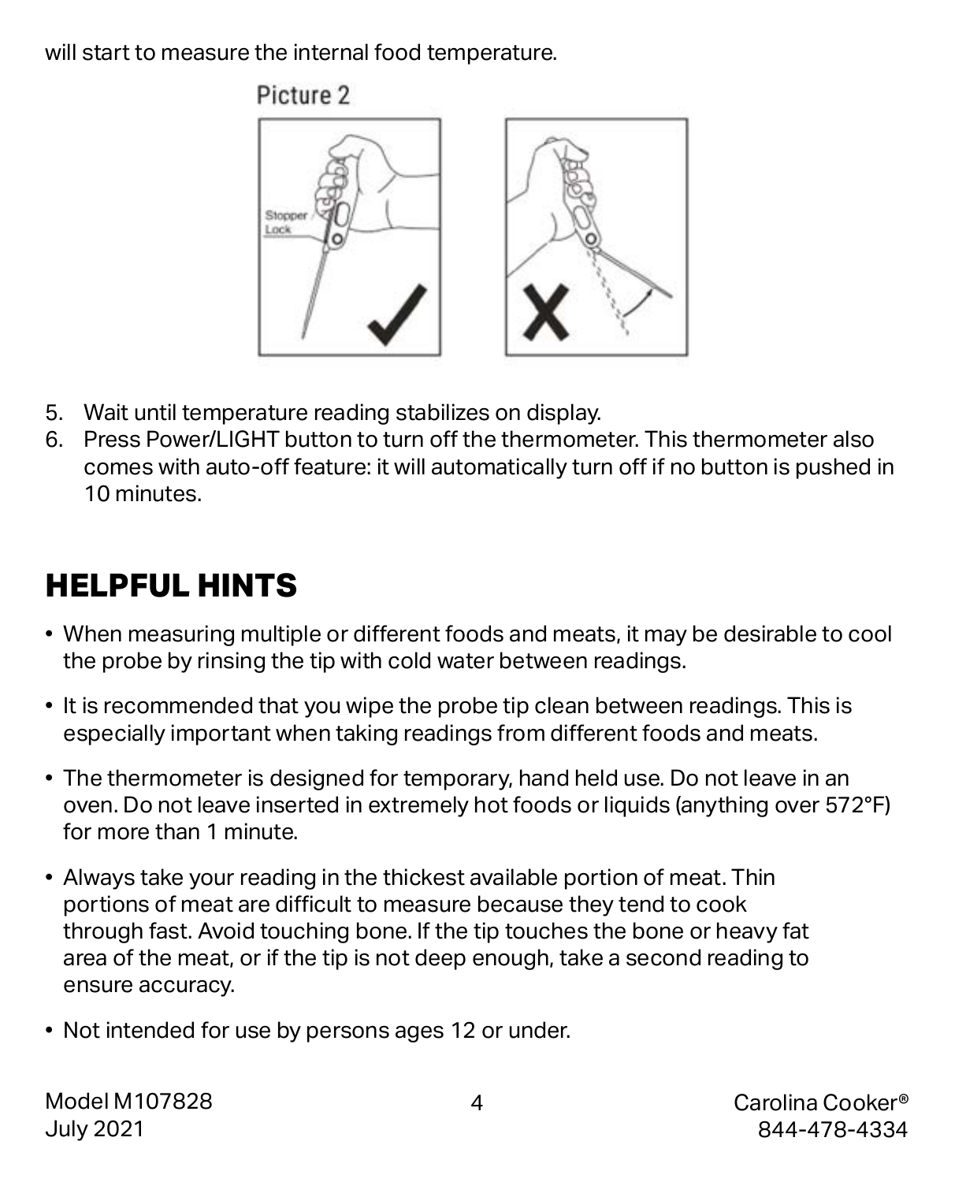will start to measure the internal food temperature.

Picture 2

Stopper Lock

5. Wait until temperature reading stabilizes on display.
6. Press Power/LIGHT button to turn off the thermometer. This thermometer also comes with auto-off feature: it will automatically turn off if no button is pushed in 10 minutes.

## HELPFUL HINTS

- When measuring multiple or different foods and meats, it may be desirable to cool the probe by rinsing the tip with cold water between readings.
- It is recommended that you wipe the probe tip clean between readings. This is especially important when taking readings from different foods and meats.
- The thermometer is designed for temporary, hand held use. Do not leave in an oven. Do not leave inserted in extremely hot foods or liquids (anything over 572°F) for more than 1 minute.
- Always take your reading in the thickest available portion of meat. Thin portions of meat are difficult to measure because they tend to cook through fast. Avoid touching bone. If the tip touches the bone or heavy fat area of the meat, or if the tip is not deep enough, take a second reading to ensure accuracy.
- Not intended for use by persons ages 12 or under.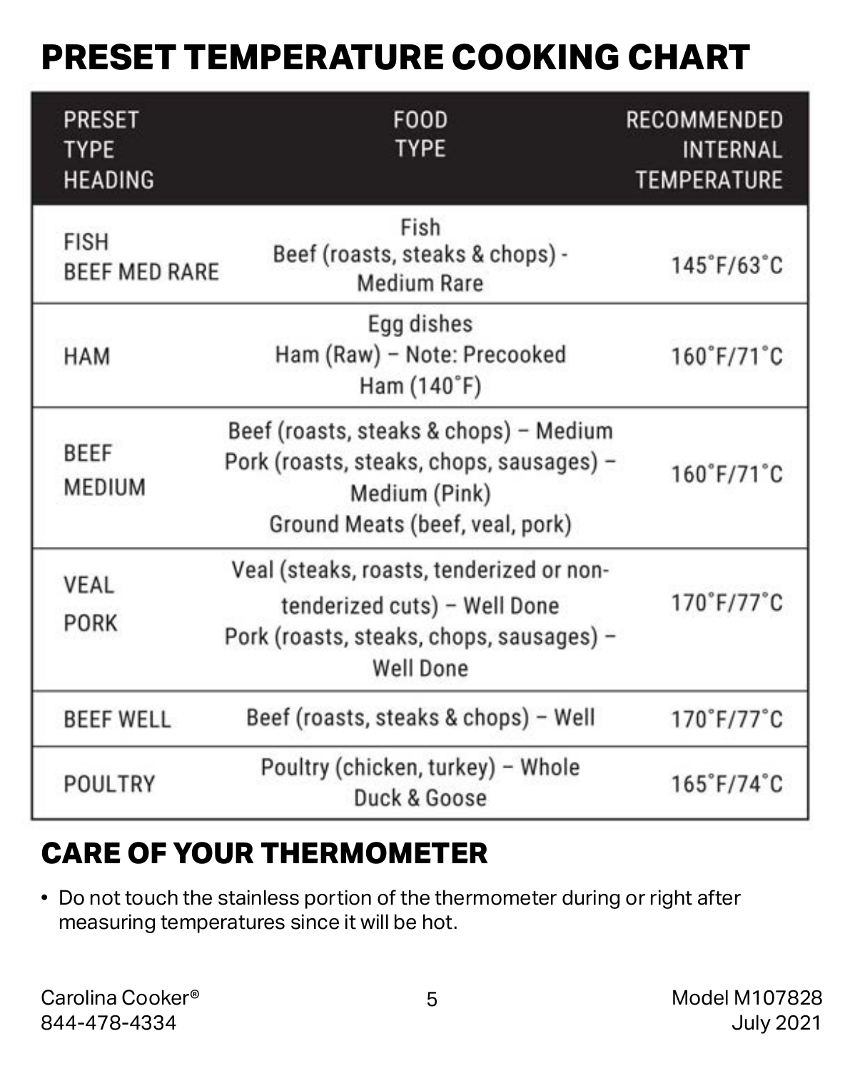# PRESET TEMPERATURE COOKING CHART

| PRESET TYPE HEADING | FOOD TYPE | RECOMMENDED INTERNAL TEMPERATURE |
|---|---|---|
| FISH<br>BEEF MED RARE | Fish<br>Beef (roasts, steaks & chops) - Medium Rare | 145˚F/63˚C |
| HAM | Egg dishes<br>Ham (Raw) – Note: Precooked Ham (140˚F) | 160˚F/71˚C |
| BEEF MEDIUM | Beef (roasts, steaks & chops) – Medium<br>Pork (roasts, steaks, chops, sausages) – Medium (Pink)<br>Ground Meats (beef, veal, pork) | 160˚F/71˚C |
| VEAL<br>PORK | Veal (steaks, roasts, tenderized or non-tenderized cuts) – Well Done<br>Pork (roasts, steaks, chops, sausages) – Well Done | 170˚F/77˚C |
| BEEF WELL | Beef (roasts, steaks & chops) – Well | 170˚F/77˚C |
| POULTRY | Poultry (chicken, turkey) – Whole<br>Duck & Goose | 165˚F/74˚C |

## CARE OF YOUR THERMOMETER

- Do not touch the stainless portion of the thermometer during or right after measuring temperatures since it will be hot.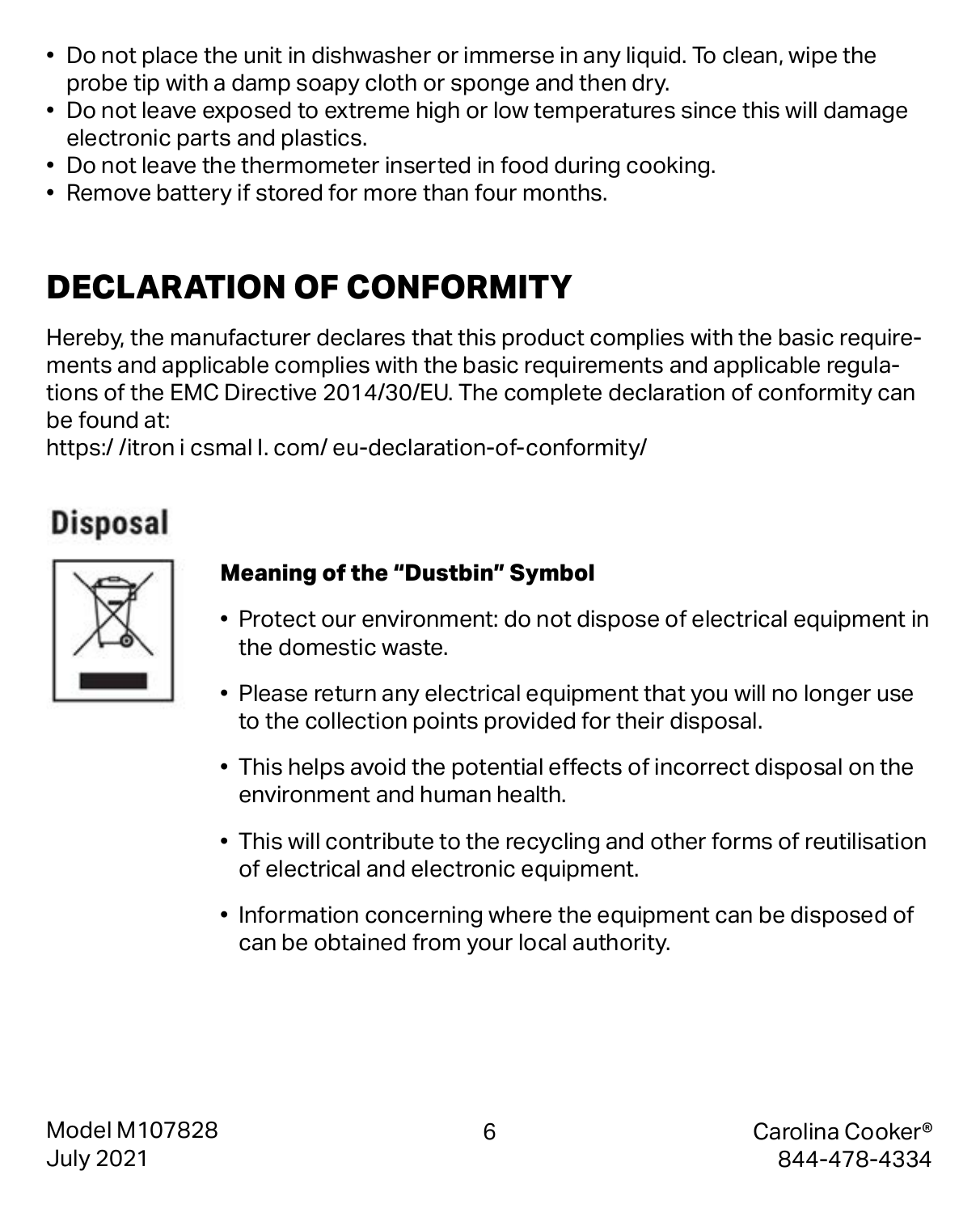- Do not place the unit in dishwasher or immerse in any liquid. To clean, wipe the probe tip with a damp soapy cloth or sponge and then dry.
- Do not leave exposed to extreme high or low temperatures since this will damage electronic parts and plastics.
- Do not leave the thermometer inserted in food during cooking.
- Remove battery if stored for more than four months.

# DECLARATION OF CONFORMITY

Hereby, the manufacturer declares that this product complies with the basic requirements and applicable complies with the basic requirements and applicable regulations of the EMC Directive 2014/30/EU. The complete declaration of conformity can be found at:
https:/ /itron i csmal l. com/ eu-declaration-of-conformity/

## Disposal

**Meaning of the "Dustbin" Symbol**

- Protect our environment: do not dispose of electrical equipment in the domestic waste.
- Please return any electrical equipment that you will no longer use to the collection points provided for their disposal.
- This helps avoid the potential effects of incorrect disposal on the environment and human health.
- This will contribute to the recycling and other forms of reutilisation of electrical and electronic equipment.
- Information concerning where the equipment can be disposed of can be obtained from your local authority.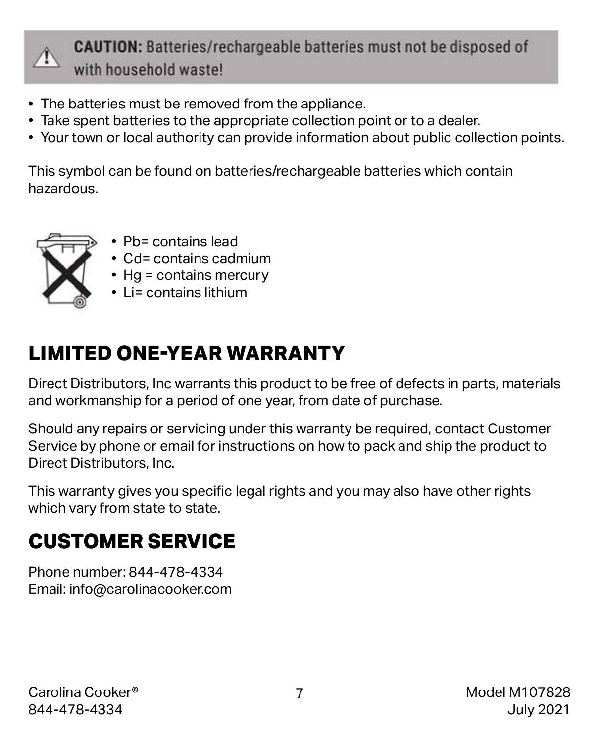⚠ **CAUTION:** Batteries/rechargeable batteries must not be disposed of with household waste!

- The batteries must be removed from the appliance.
- Take spent batteries to the appropriate collection point or to a dealer.
- Your town or local authority can provide information about public collection points.

This symbol can be found on batteries/rechargeable batteries which contain hazardous.

- Pb= contains lead
- Cd= contains cadmium
- Hg = contains mercury
- Li= contains lithium

## LIMITED ONE-YEAR WARRANTY

Direct Distributors, Inc warrants this product to be free of defects in parts, materials and workmanship for a period of one year, from date of purchase.

Should any repairs or servicing under this warranty be required, contact Customer Service by phone or email for instructions on how to pack and ship the product to Direct Distributors, Inc.

This warranty gives you specific legal rights and you may also have other rights which vary from state to state.

## CUSTOMER SERVICE

Phone number: 844-478-4334
Email: info@carolinacooker.com